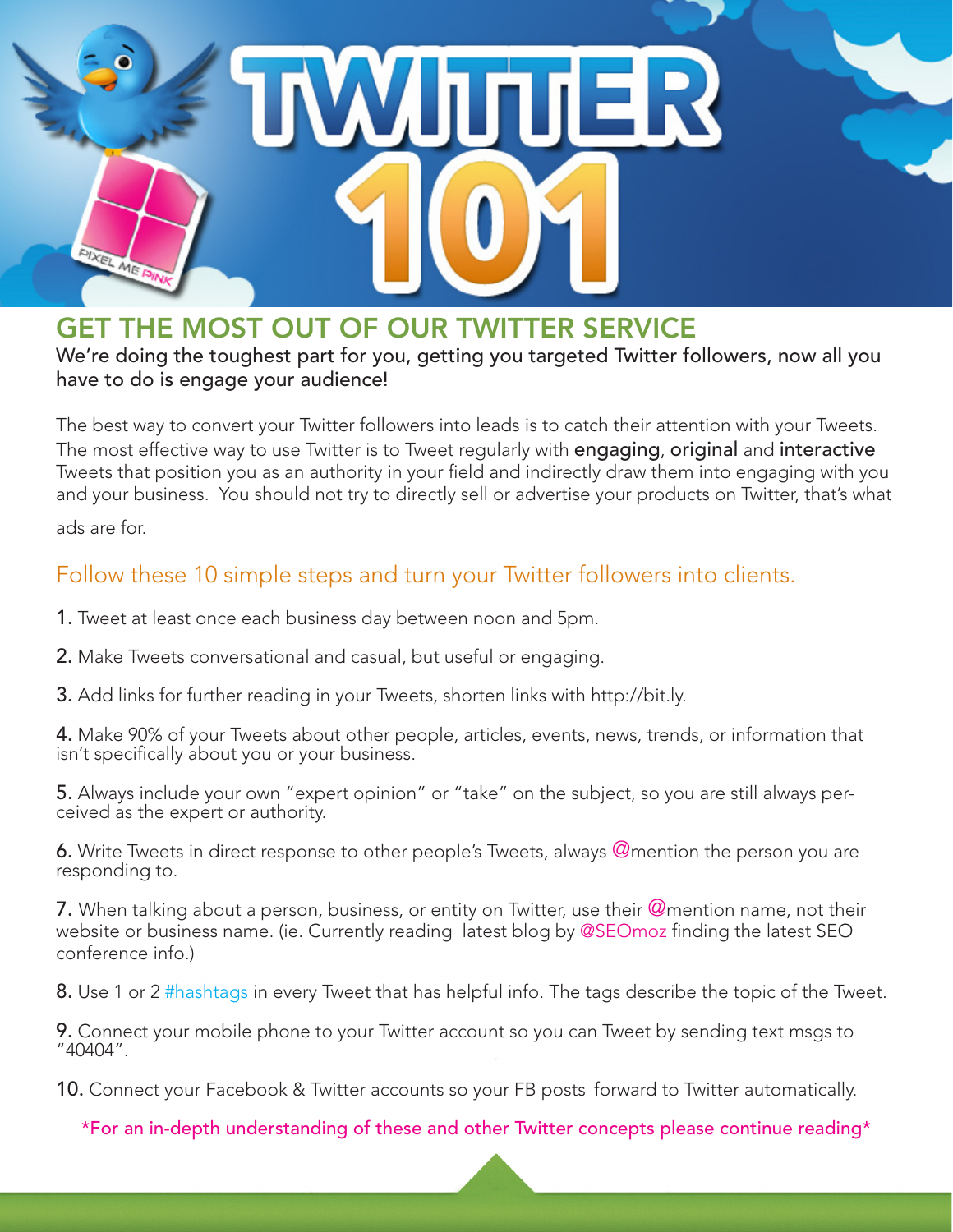# TWITTER 101

## GET THE MOST OUT OF OUR TWITTER SERVICE

We're doing the toughest part for you, getting you targeted Twitter followers, now all you have to do is engage your audience!

The best way to convert your Twitter followers into leads is to catch their attention with your Tweets. The most effective way to use Twitter is to Tweet regularly with **engaging**, **original** and **interactive** Tweets that position you as an authority in your field and indirectly draw them into engaging with you and your business. You should not try to directly sell or advertise your products on Twitter, that's what ads are for.

### Follow these 10 simple steps and turn your Twitter followers into clients.

1. Tweet at least once each business day between noon and 5pm.

2. Make Tweets conversational and casual, but useful or engaging.

3. Add links for further reading in your Tweets, shorten links with http://bit.ly.

4. Make 90% of your Tweets about other people, articles, events, news, trends, or information that isn't specifically about you or your business.

5. Always include your own "expert opinion" or "take" on the subject, so you are still always perceived as the expert or authority.

6. Write Tweets in direct response to other people's Tweets, always @mention the person you are responding to.

7. When talking about a person, business, or entity on Twitter, use their @mention name, not their website or business name. (ie. Currently reading latest blog by @SEOmoz finding the latest SEO conference info.)

8. Use 1 or 2 #hashtags in every Tweet that has helpful info. The tags describe the topic of the Tweet.

9. Connect your mobile phone to your Twitter account so you can Tweet by sending text msgs to "40404".

10. Connect your Facebook & Twitter accounts so your FB posts forward to Twitter automatically.

*For an in-depth understanding of these and other Twitter concepts please continue reading*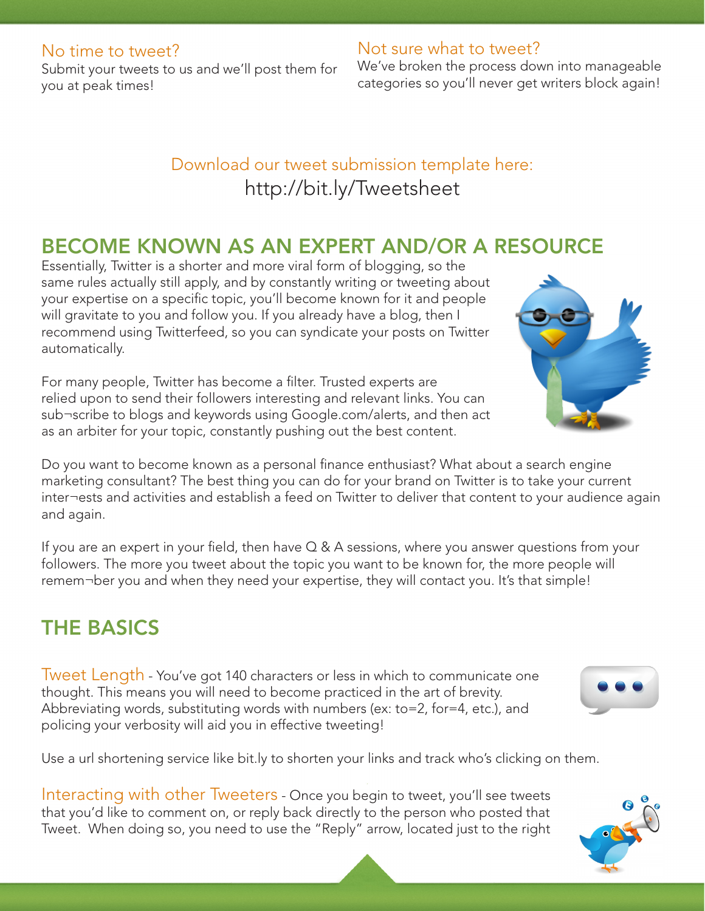No time to tweet?
Submit your tweets to us and we'll post them for you at peak times!

Not sure what to tweet?
We've broken the process down into manageable categories so you'll never get writers block again!

Download our tweet submission template here:
http://bit.ly/Tweetsheet

## BECOME KNOWN AS AN EXPERT AND/OR A RESOURCE

Essentially, Twitter is a shorter and more viral form of blogging, so the same rules actually still apply, and by constantly writing or tweeting about your expertise on a specific topic, you'll become known for it and people will gravitate to you and follow you. If you already have a blog, then I recommend using Twitterfeed, so you can syndicate your posts on Twitter automatically.

For many people, Twitter has become a filter. Trusted experts are relied upon to send their followers interesting and relevant links. You can sub¬scribe to blogs and keywords using Google.com/alerts, and then act as an arbiter for your topic, constantly pushing out the best content.

Do you want to become known as a personal finance enthusiast? What about a search engine marketing consultant? The best thing you can do for your brand on Twitter is to take your current inter¬ests and activities and establish a feed on Twitter to deliver that content to your audience again and again.

If you are an expert in your field, then have Q & A sessions, where you answer questions from your followers. The more you tweet about the topic you want to be known for, the more people will remem¬ber you and when they need your expertise, they will contact you. It's that simple!

## THE BASICS

Tweet Length - You've got 140 characters or less in which to communicate one thought. This means you will need to become practiced in the art of brevity. Abbreviating words, substituting words with numbers (ex: to=2, for=4, etc.), and policing your verbosity will aid you in effective tweeting!

Use a url shortening service like bit.ly to shorten your links and track who's clicking on them.

Interacting with other Tweeters - Once you begin to tweet, you'll see tweets that you'd like to comment on, or reply back directly to the person who posted that Tweet. When doing so, you need to use the "Reply" arrow, located just to the right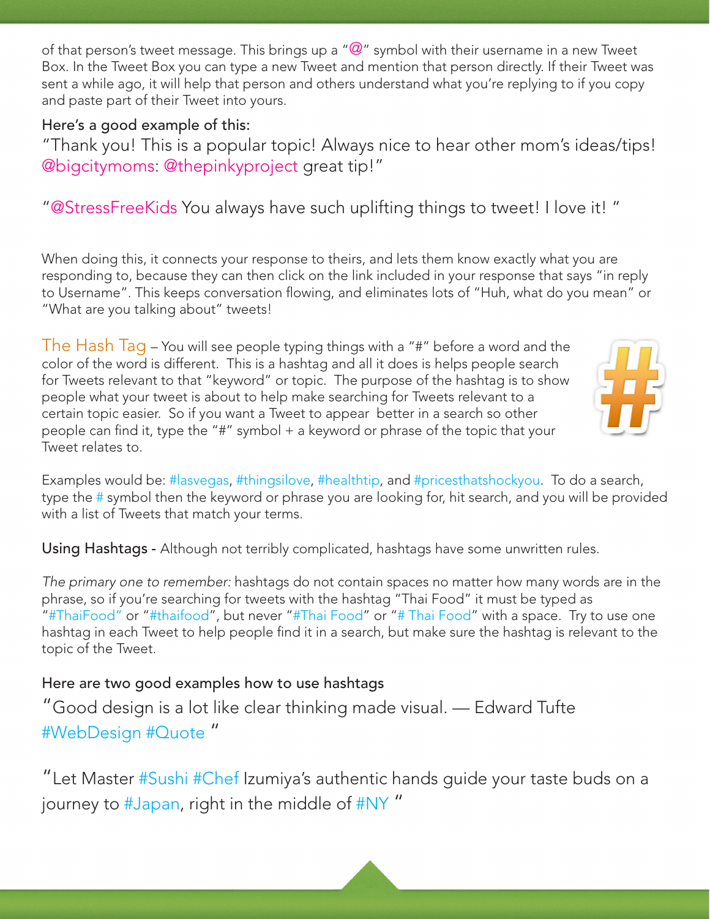of that person's tweet message. This brings up a "@" symbol with their username in a new Tweet Box. In the Tweet Box you can type a new Tweet and mention that person directly. If their Tweet was sent a while ago, it will help that person and others understand what you're replying to if you copy and paste part of their Tweet into yours.

Here's a good example of this:

"Thank you! This is a popular topic! Always nice to hear other mom's ideas/tips! @bigcitymoms: @thepinkyproject great tip!"

"@StressFreeKids You always have such uplifting things to tweet! I love it! "

When doing this, it connects your response to theirs, and lets them know exactly what you are responding to, because they can then click on the link included in your response that says "in reply to Username". This keeps conversation flowing, and eliminates lots of "Huh, what do you mean" or "What are you talking about" tweets!

The Hash Tag – You will see people typing things with a "#" before a word and the color of the word is different. This is a hashtag and all it does is helps people search for Tweets relevant to that "keyword" or topic. The purpose of the hashtag is to show people what your tweet is about to help make searching for Tweets relevant to a certain topic easier. So if you want a Tweet to appear better in a search so other people can find it, type the "#" symbol + a keyword or phrase of the topic that your Tweet relates to.

Examples would be: #lasvegas, #thingsilove, #healthtip, and #pricesthatshockyou. To do a search, type the # symbol then the keyword or phrase you are looking for, hit search, and you will be provided with a list of Tweets that match your terms.

Using Hashtags - Although not terribly complicated, hashtags have some unwritten rules.

*The primary one to remember:* hashtags do not contain spaces no matter how many words are in the phrase, so if you're searching for tweets with the hashtag "Thai Food" it must be typed as "#ThaiFood" or "#thaifood", but never "#Thai Food" or "# Thai Food" with a space. Try to use one hashtag in each Tweet to help people find it in a search, but make sure the hashtag is relevant to the topic of the Tweet.

Here are two good examples how to use hashtags

"Good design is a lot like clear thinking made visual. — Edward Tufte #WebDesign #Quote "

"Let Master #Sushi #Chef Izumiya's authentic hands guide your taste buds on a journey to #Japan, right in the middle of #NY "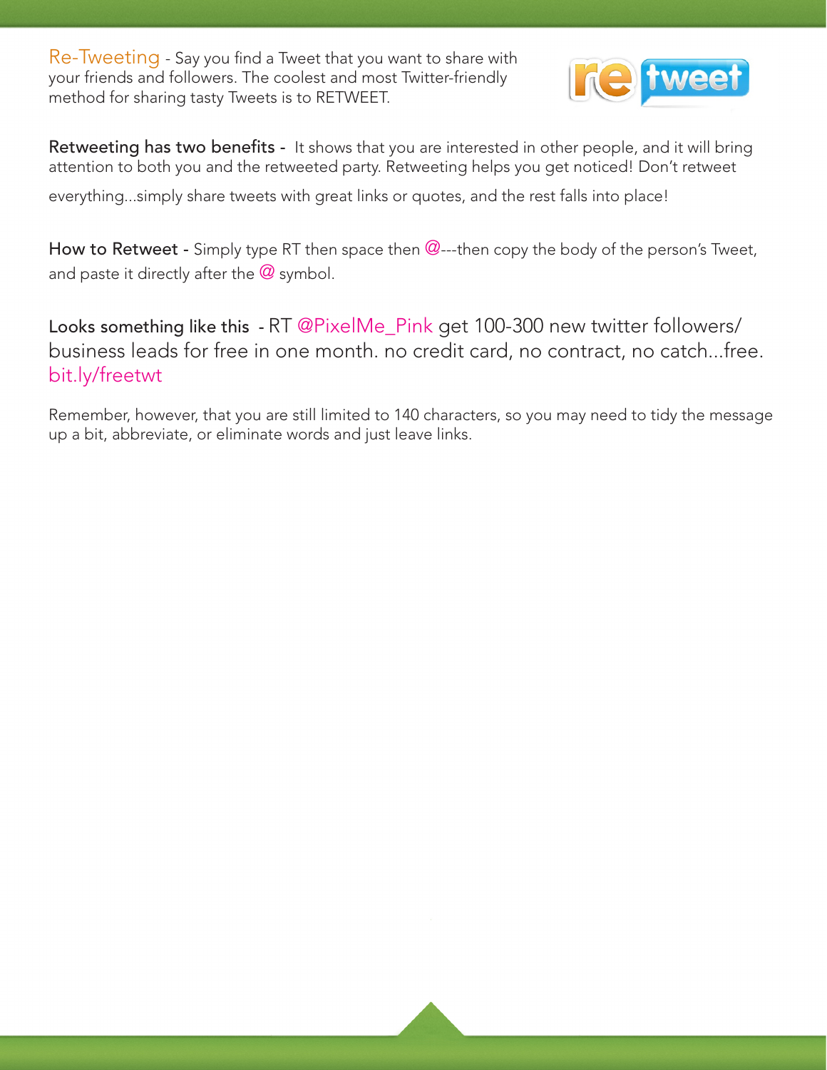Re-Tweeting - Say you find a Tweet that you want to share with your friends and followers. The coolest and most Twitter-friendly method for sharing tasty Tweets is to RETWEET.

**Retweeting has two benefits** - It shows that you are interested in other people, and it will bring attention to both you and the retweeted party. Retweeting helps you get noticed! Don't retweet everything...simply share tweets with great links or quotes, and the rest falls into place!

**How to Retweet** - Simply type RT then space then @---then copy the body of the person's Tweet, and paste it directly after the @ symbol.

**Looks something like this** - RT @PixelMe_Pink get 100-300 new twitter followers/ business leads for free in one month. no credit card, no contract, no catch...free. bit.ly/freetwt

Remember, however, that you are still limited to 140 characters, so you may need to tidy the message up a bit, abbreviate, or eliminate words and just leave links.